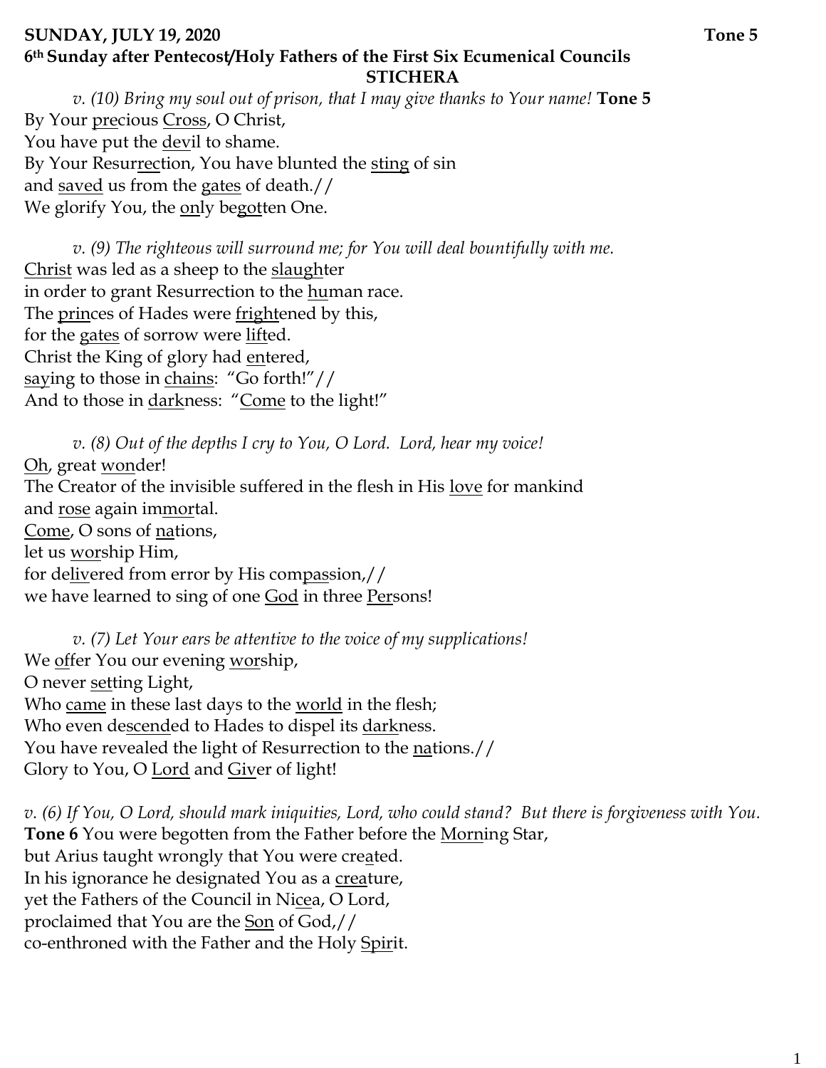**SUNDAY, JULY 19, 2020** **Tone 5**

**6th Sunday after Pentecost/Holy Fathers of the First Six Ecumenical Councils**

## STICHERA

*v. (10) Bring my soul out of prison, that I may give thanks to Your name!* **Tone 5**

By Your precious Cross, O Christ,
You have put the devil to shame.
By Your Resurrection, You have blunted the sting of sin
and saved us from the gates of death.//
We glorify You, the only begotten One.

*v. (9) The righteous will surround me; for You will deal bountifully with me.*

Christ was led as a sheep to the slaughter
in order to grant Resurrection to the human race.
The princes of Hades were frightened by this,
for the gates of sorrow were lifted.
Christ the King of glory had entered,
saying to those in chains: "Go forth!"//
And to those in darkness: "Come to the light!"

*v. (8) Out of the depths I cry to You, O Lord. Lord, hear my voice!*

Oh, great wonder!
The Creator of the invisible suffered in the flesh in His love for mankind
and rose again immortal.
Come, O sons of nations,
let us worship Him,
for delivered from error by His compassion,//
we have learned to sing of one God in three Persons!

*v. (7) Let Your ears be attentive to the voice of my supplications!*

We offer You our evening worship,
O never setting Light,
Who came in these last days to the world in the flesh;
Who even descended to Hades to dispel its darkness.
You have revealed the light of Resurrection to the nations.//
Glory to You, O Lord and Giver of light!

*v. (6) If You, O Lord, should mark iniquities, Lord, who could stand? But there is forgiveness with You.*

**Tone 6** You were begotten from the Father before the Morning Star,
but Arius taught wrongly that You were created.
In his ignorance he designated You as a creature,
yet the Fathers of the Council in Nicea, O Lord,
proclaimed that You are the Son of God,//
co-enthroned with the Father and the Holy Spirit.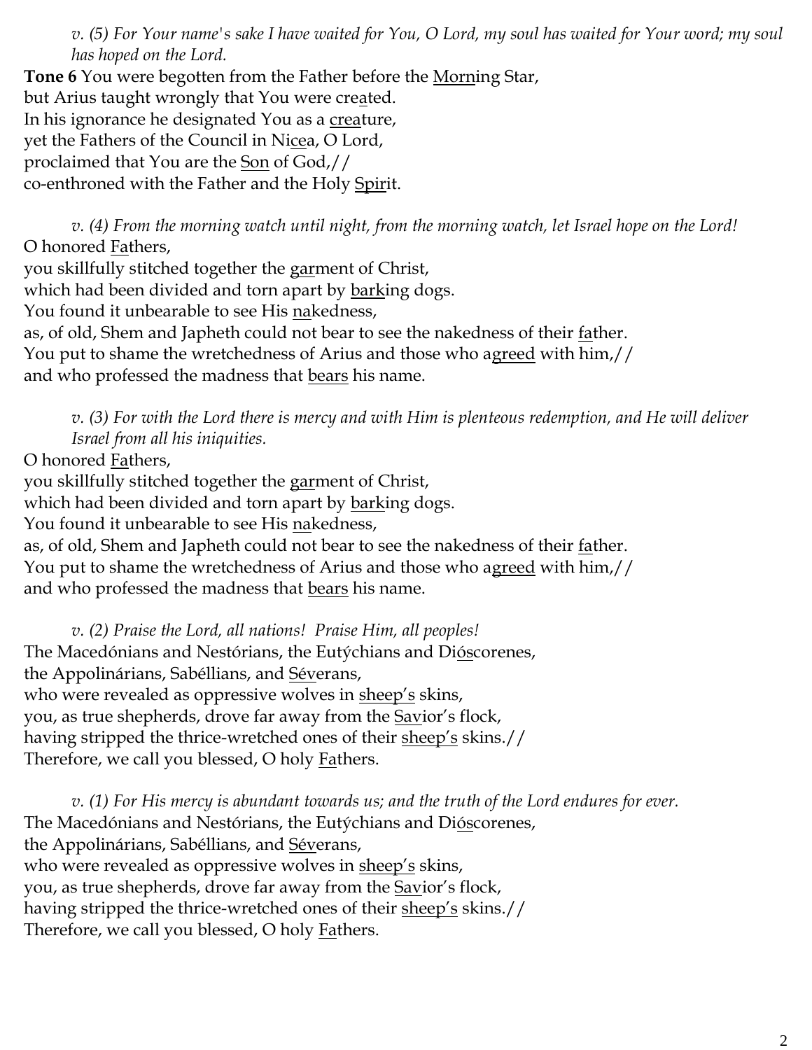*v. (5) For Your name's sake I have waited for You, O Lord, my soul has waited for Your word; my soul has hoped on the Lord.*

**Tone 6** You were begotten from the Father before the Morning Star,
but Arius taught wrongly that You were created.
In his ignorance he designated You as a creature,
yet the Fathers of the Council in Nicea, O Lord,
proclaimed that You are the Son of God,//
co-enthroned with the Father and the Holy Spirit.

*v. (4) From the morning watch until night, from the morning watch, let Israel hope on the Lord!*

O honored Fathers,
you skillfully stitched together the garment of Christ,
which had been divided and torn apart by barking dogs.
You found it unbearable to see His nakedness,
as, of old, Shem and Japheth could not bear to see the nakedness of their father.
You put to shame the wretchedness of Arius and those who agreed with him,//
and who professed the madness that bears his name.

*v. (3) For with the Lord there is mercy and with Him is plenteous redemption, and He will deliver Israel from all his iniquities.*

O honored Fathers,
you skillfully stitched together the garment of Christ,
which had been divided and torn apart by barking dogs.
You found it unbearable to see His nakedness,
as, of old, Shem and Japheth could not bear to see the nakedness of their father.
You put to shame the wretchedness of Arius and those who agreed with him,//
and who professed the madness that bears his name.

*v. (2) Praise the Lord, all nations! Praise Him, all peoples!*

The Macedónians and Nestórians, the Eutýchians and Dióscorenes,
the Appolinárians, Sabéllians, and Séverans,
who were revealed as oppressive wolves in sheep's skins,
you, as true shepherds, drove far away from the Savior's flock,
having stripped the thrice-wretched ones of their sheep's skins.//
Therefore, we call you blessed, O holy Fathers.

*v. (1) For His mercy is abundant towards us; and the truth of the Lord endures for ever.*

The Macedónians and Nestórians, the Eutýchians and Dióscorenes,
the Appolinárians, Sabéllians, and Séverans,
who were revealed as oppressive wolves in sheep's skins,
you, as true shepherds, drove far away from the Savior's flock,
having stripped the thrice-wretched ones of their sheep's skins.//
Therefore, we call you blessed, O holy Fathers.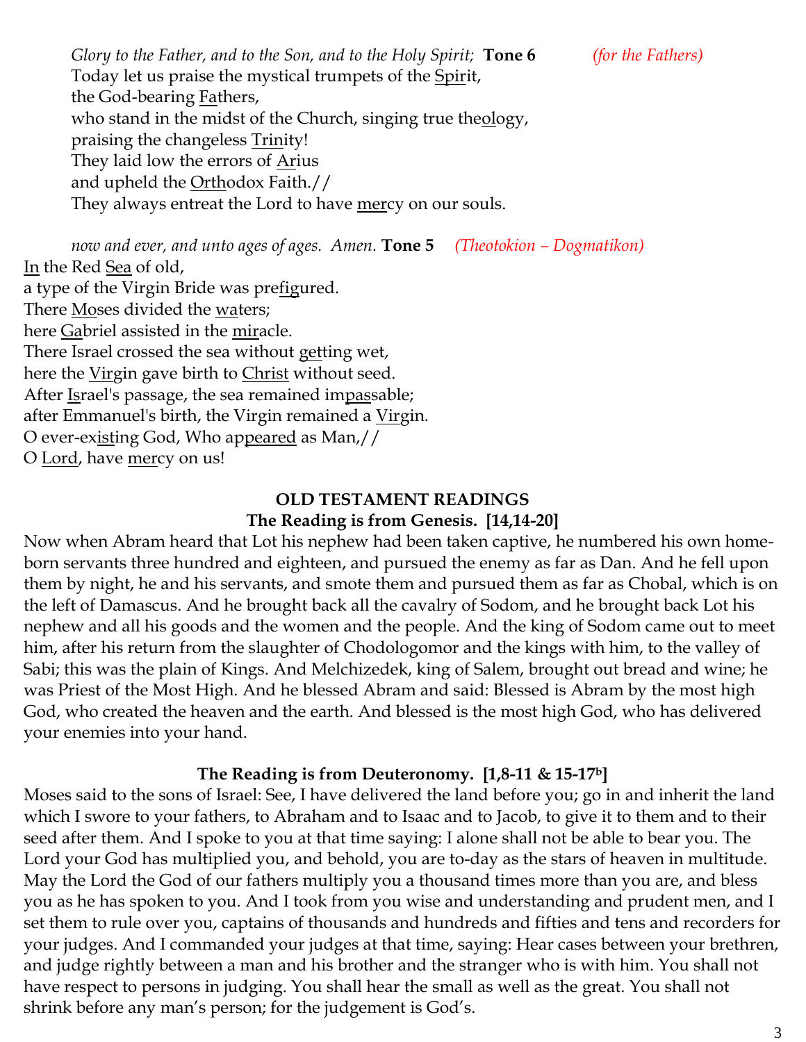*Glory to the Father, and to the Son, and to the Holy Spirit;* **Tone 6** *(for the Fathers)*
Today let us praise the mystical trumpets of the Spirit,
the God-bearing Fathers,
who stand in the midst of the Church, singing true theology,
praising the changeless Trinity!
They laid low the errors of Arius
and upheld the Orthodox Faith.//
They always entreat the Lord to have mercy on our souls.

*now and ever, and unto ages of ages. Amen.* **Tone 5** *(Theotokion – Dogmatikon)*
In the Red Sea of old,
a type of the Virgin Bride was prefigured.
There Moses divided the waters;
here Gabriel assisted in the miracle.
There Israel crossed the sea without getting wet,
here the Virgin gave birth to Christ without seed.
After Israel's passage, the sea remained impassable;
after Emmanuel's birth, the Virgin remained a Virgin.
O ever-existing God, Who appeared as Man,//
O Lord, have mercy on us!

## OLD TESTAMENT READINGS

### The Reading is from Genesis. [14,14-20]

Now when Abram heard that Lot his nephew had been taken captive, he numbered his own home-born servants three hundred and eighteen, and pursued the enemy as far as Dan. And he fell upon them by night, he and his servants, and smote them and pursued them as far as Chobal, which is on the left of Damascus. And he brought back all the cavalry of Sodom, and he brought back Lot his nephew and all his goods and the women and the people. And the king of Sodom came out to meet him, after his return from the slaughter of Chodologomor and the kings with him, to the valley of Sabi; this was the plain of Kings. And Melchizedek, king of Salem, brought out bread and wine; he was Priest of the Most High. And he blessed Abram and said: Blessed is Abram by the most high God, who created the heaven and the earth. And blessed is the most high God, who has delivered your enemies into your hand.

### The Reading is from Deuteronomy. [1,8-11 & 15-17b]

Moses said to the sons of Israel: See, I have delivered the land before you; go in and inherit the land which I swore to your fathers, to Abraham and to Isaac and to Jacob, to give it to them and to their seed after them. And I spoke to you at that time saying: I alone shall not be able to bear you. The Lord your God has multiplied you, and behold, you are to-day as the stars of heaven in multitude. May the Lord the God of our fathers multiply you a thousand times more than you are, and bless you as he has spoken to you. And I took from you wise and understanding and prudent men, and I set them to rule over you, captains of thousands and hundreds and fifties and tens and recorders for your judges. And I commanded your judges at that time, saying: Hear cases between your brethren, and judge rightly between a man and his brother and the stranger who is with him. You shall not have respect to persons in judging. You shall hear the small as well as the great. You shall not shrink before any man's person; for the judgement is God's.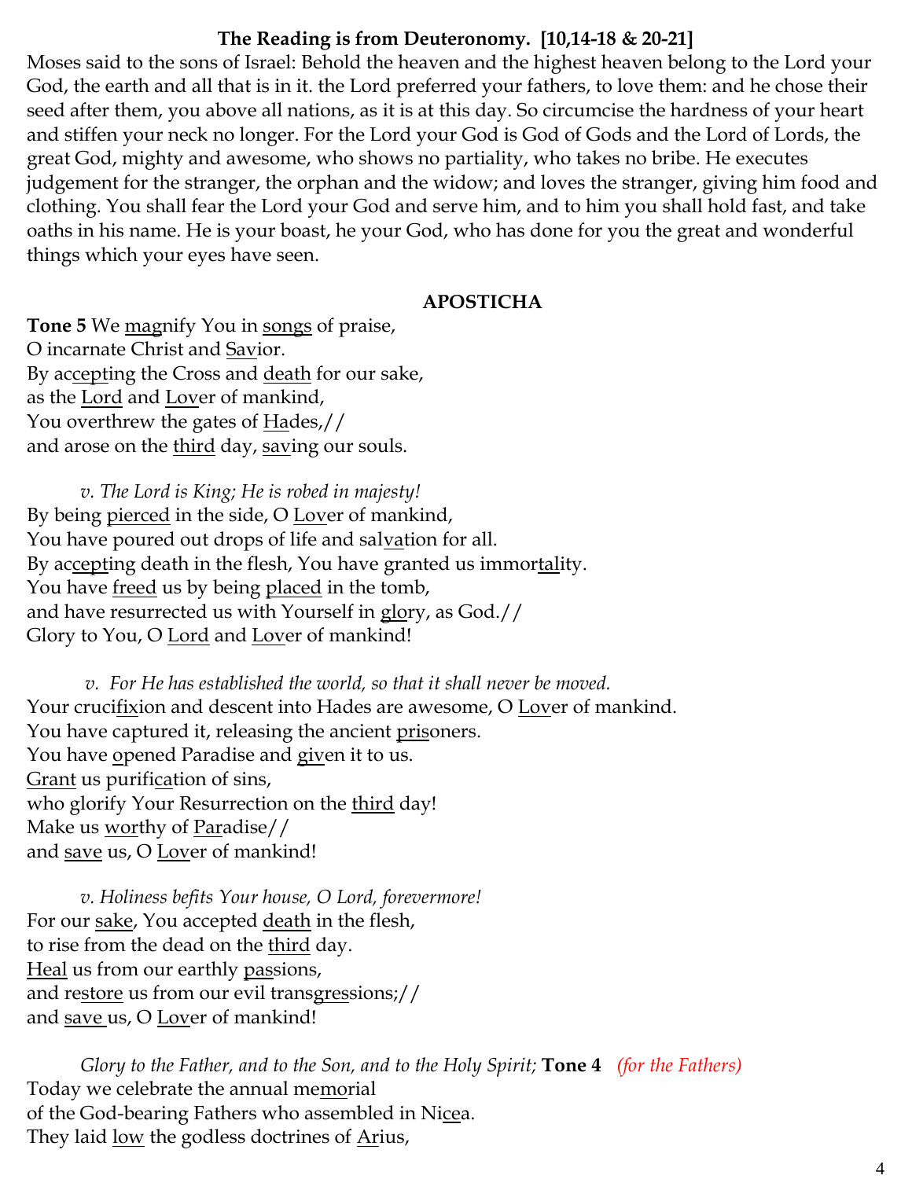**The Reading is from Deuteronomy. [10,14-18 & 20-21]**

Moses said to the sons of Israel: Behold the heaven and the highest heaven belong to the Lord your God, the earth and all that is in it. the Lord preferred your fathers, to love them: and he chose their seed after them, you above all nations, as it is at this day. So circumcise the hardness of your heart and stiffen your neck no longer. For the Lord your God is God of Gods and the Lord of Lords, the great God, mighty and awesome, who shows no partiality, who takes no bribe. He executes judgement for the stranger, the orphan and the widow; and loves the stranger, giving him food and clothing. You shall fear the Lord your God and serve him, and to him you shall hold fast, and take oaths in his name. He is your boast, he your God, who has done for you the great and wonderful things which your eyes have seen.

**APOSTICHA**

**Tone 5** We magnify You in songs of praise,
O incarnate Christ and Savior.
By accepting the Cross and death for our sake,
as the Lord and Lover of mankind,
You overthrew the gates of Hades,//
and arose on the third day, saving our souls.

*v. The Lord is King; He is robed in majesty!*
By being pierced in the side, O Lover of mankind,
You have poured out drops of life and salvation for all.
By accepting death in the flesh, You have granted us immortality.
You have freed us by being placed in the tomb,
and have resurrected us with Yourself in glory, as God.//
Glory to You, O Lord and Lover of mankind!

*v. For He has established the world, so that it shall never be moved.*
Your crucifixion and descent into Hades are awesome, O Lover of mankind.
You have captured it, releasing the ancient prisoners.
You have opened Paradise and given it to us.
Grant us purification of sins,
who glorify Your Resurrection on the third day!
Make us worthy of Paradise//
and save us, O Lover of mankind!

*v. Holiness befits Your house, O Lord, forevermore!*
For our sake, You accepted death in the flesh,
to rise from the dead on the third day.
Heal us from our earthly passions,
and restore us from our evil transgressions;//
and save us, O Lover of mankind!

*Glory to the Father, and to the Son, and to the Holy Spirit;* **Tone 4** *(for the Fathers)*
Today we celebrate the annual memorial
of the God-bearing Fathers who assembled in Nicea.
They laid low the godless doctrines of Arius,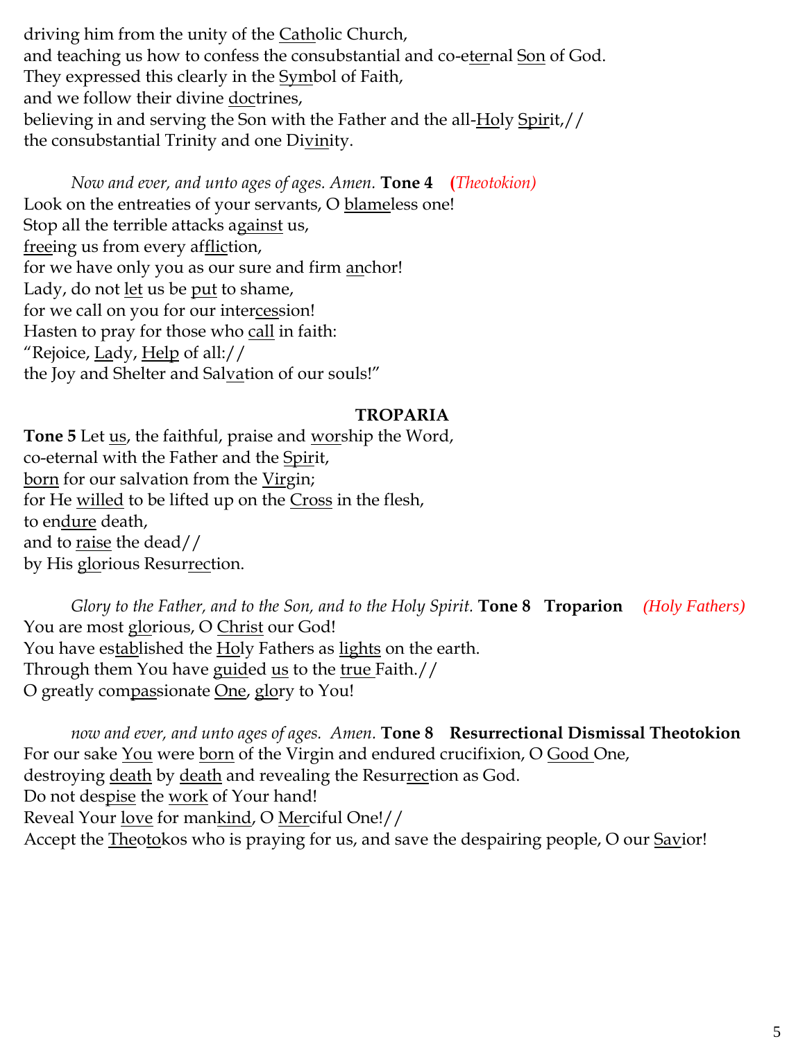driving him from the unity of the Catholic Church,
and teaching us how to confess the consubstantial and co-eternal Son of God.
They expressed this clearly in the Symbol of Faith,
and we follow their divine doctrines,
believing in and serving the Son with the Father and the all-Holy Spirit,//
the consubstantial Trinity and one Divinity.

*Now and ever, and unto ages of ages. Amen.* **Tone 4** **(***Theotokion)*
Look on the entreaties of your servants, O blameless one!
Stop all the terrible attacks against us,
freeing us from every affliction,
for we have only you as our sure and firm anchor!
Lady, do not let us be put to shame,
for we call on you for our intercession!
Hasten to pray for those who call in faith:
"Rejoice, Lady, Help of all://
the Joy and Shelter and Salvation of our souls!"

## TROPARIA

**Tone 5** Let us, the faithful, praise and worship the Word,
co-eternal with the Father and the Spirit,
born for our salvation from the Virgin;
for He willed to be lifted up on the Cross in the flesh,
to endure death,
and to raise the dead//
by His glorious Resurrection.

*Glory to the Father, and to the Son, and to the Holy Spirit.* **Tone 8** **Troparion** *(Holy Fathers)*
You are most glorious, O Christ our God!
You have established the Holy Fathers as lights on the earth.
Through them You have guided us to the true Faith.//
O greatly compassionate One, glory to You!

*now and ever, and unto ages of ages. Amen.* **Tone 8** **Resurrectional Dismissal Theotokion**
For our sake You were born of the Virgin and endured crucifixion, O Good One,
destroying death by death and revealing the Resurrection as God.
Do not despise the work of Your hand!
Reveal Your love for mankind, O Merciful One!//
Accept the Theotokos who is praying for us, and save the despairing people, O our Savior!